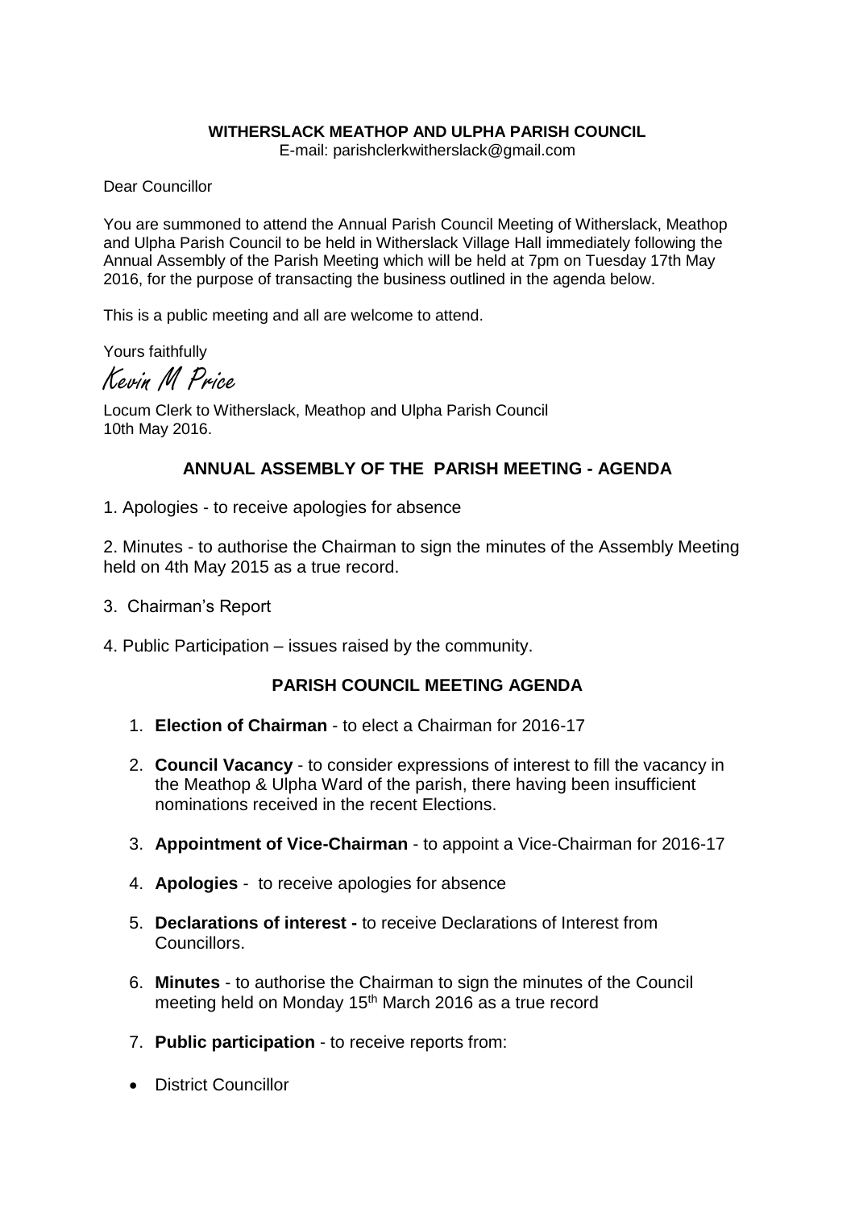**WITHERSLACK MEATHOP AND ULPHA PARISH COUNCIL**
E-mail: parishclerkwitherslack@gmail.com

Dear Councillor

You are summoned to attend the Annual Parish Council Meeting of Witherslack, Meathop and Ulpha Parish Council to be held in Witherslack Village Hall immediately following the Annual Assembly of the Parish Meeting which will be held at 7pm on Tuesday 17th May 2016, for the purpose of transacting the business outlined in the agenda below.

This is a public meeting and all are welcome to attend.

Yours faithfully

*Kevin M Price*

Locum Clerk to Witherslack, Meathop and Ulpha Parish Council
10th May 2016.

## ANNUAL ASSEMBLY OF THE PARISH MEETING - AGENDA

1. Apologies - to receive apologies for absence

2. Minutes - to authorise the Chairman to sign the minutes of the Assembly Meeting held on 4th May 2015 as a true record.

3. Chairman's Report

4. Public Participation – issues raised by the community.

## PARISH COUNCIL MEETING AGENDA

1. **Election of Chairman** - to elect a Chairman for 2016-17

2. **Council Vacancy** - to consider expressions of interest to fill the vacancy in the Meathop & Ulpha Ward of the parish, there having been insufficient nominations received in the recent Elections.

3. **Appointment of Vice-Chairman** - to appoint a Vice-Chairman for 2016-17

4. **Apologies** - to receive apologies for absence

5. **Declarations of interest -** to receive Declarations of Interest from Councillors.

6. **Minutes** - to authorise the Chairman to sign the minutes of the Council meeting held on Monday 15th March 2016 as a true record

7. **Public participation** - to receive reports from:

- District Councillor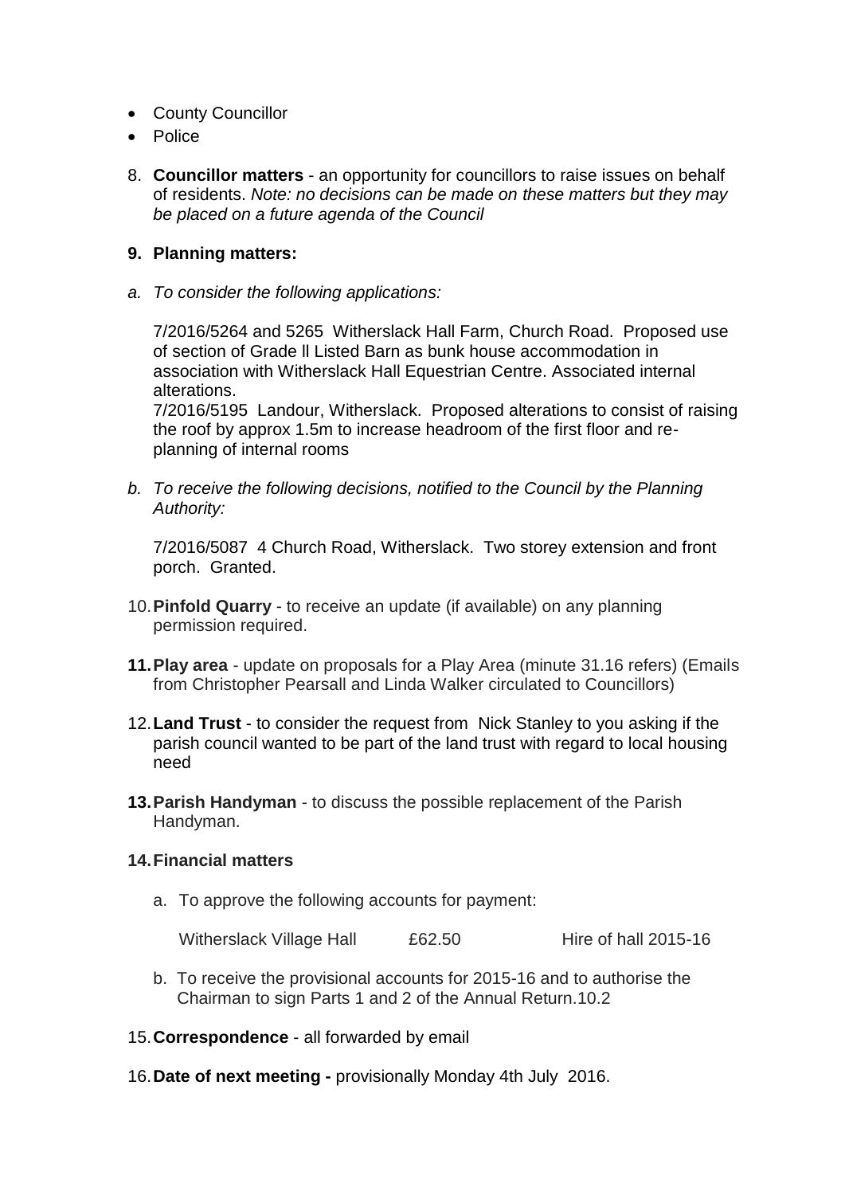- County Councillor
- Police

8. **Councillor matters** - an opportunity for councillors to raise issues on behalf of residents. *Note: no decisions can be made on these matters but they may be placed on a future agenda of the Council*

9. **Planning matters:**

*a. To consider the following applications:*

7/2016/5264 and 5265 Witherslack Hall Farm, Church Road. Proposed use of section of Grade ll Listed Barn as bunk house accommodation in association with Witherslack Hall Equestrian Centre. Associated internal alterations.
7/2016/5195 Landour, Witherslack. Proposed alterations to consist of raising the roof by approx 1.5m to increase headroom of the first floor and re-planning of internal rooms

*b. To receive the following decisions, notified to the Council by the Planning Authority:*

7/2016/5087 4 Church Road, Witherslack. Two storey extension and front porch. Granted.

10. **Pinfold Quarry** - to receive an update (if available) on any planning permission required.

11. **Play area** - update on proposals for a Play Area (minute 31.16 refers) (Emails from Christopher Pearsall and Linda Walker circulated to Councillors)

12. **Land Trust** - to consider the request from Nick Stanley to you asking if the parish council wanted to be part of the land trust with regard to local housing need

13. **Parish Handyman** - to discuss the possible replacement of the Parish Handyman.

14. **Financial matters**

   a. To approve the following accounts for payment:

| | | |
|---|---|---|
| Witherslack Village Hall | £62.50 | Hire of hall 2015-16 |

   b. To receive the provisional accounts for 2015-16 and to authorise the Chairman to sign Parts 1 and 2 of the Annual Return.10.2

15. **Correspondence** - all forwarded by email

16. **Date of next meeting -** provisionally Monday 4th July 2016.